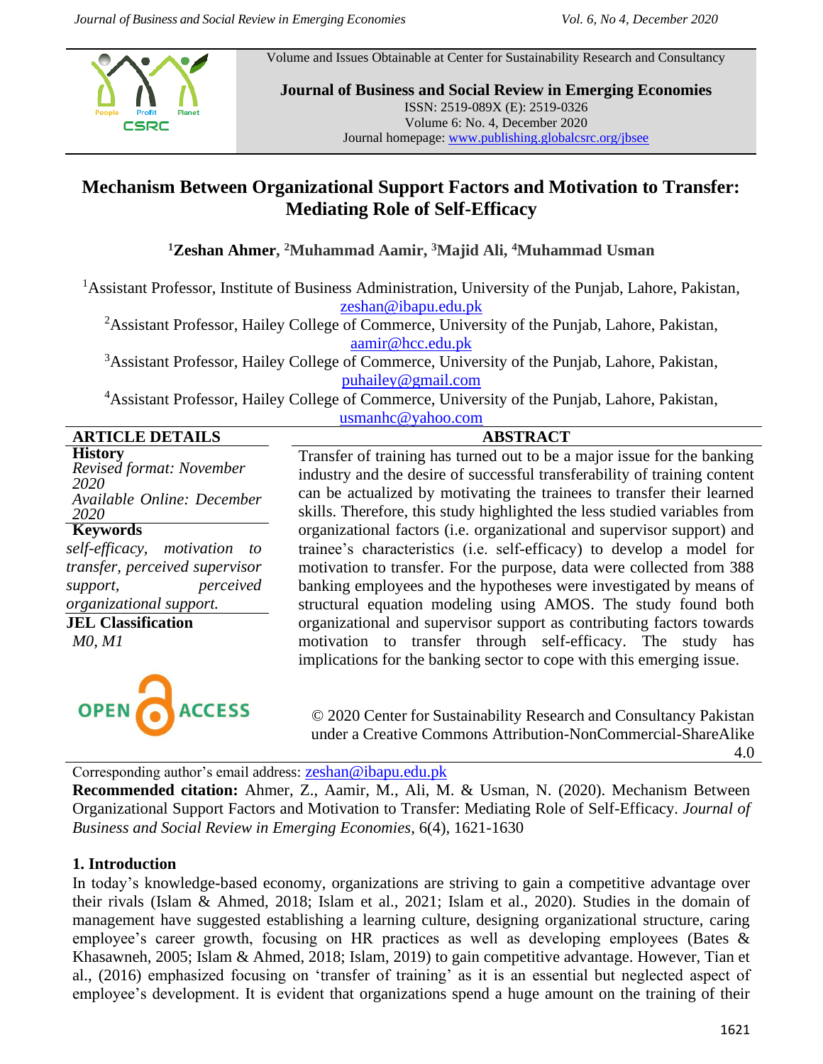Volume and Issues Obtainable at Center for Sustainability Research and Consultancy

**Journal of Business and Social Review in Emerging Economies**
ISSN: 2519-089X (E): 2519-0326
Volume 6: No. 4, December 2020
Journal homepage: www.publishing.globalcsrc.org/jbsee

# Mechanism Between Organizational Support Factors and Motivation to Transfer: Mediating Role of Self-Efficacy

**[1]Zeshan Ahmer, [2]Muhammad Aamir, [3]Majid Ali, [4]Muhammad Usman**

[1]Assistant Professor, Institute of Business Administration, University of the Punjab, Lahore, Pakistan, zeshan@ibapu.edu.pk

[2]Assistant Professor, Hailey College of Commerce, University of the Punjab, Lahore, Pakistan, aamir@hcc.edu.pk

[3]Assistant Professor, Hailey College of Commerce, University of the Punjab, Lahore, Pakistan, puhailey@gmail.com

[4]Assistant Professor, Hailey College of Commerce, University of the Punjab, Lahore, Pakistan, usmanhc@yahoo.com

**ARTICLE DETAILS**

**History**
*Revised format: November 2020*
*Available Online: December 2020*

**Keywords**
*self-efficacy, motivation to transfer, perceived supervisor support, perceived organizational support.*

**JEL Classification**
*M0, M1*

OPEN ACCESS

**ABSTRACT**

Transfer of training has turned out to be a major issue for the banking industry and the desire of successful transferability of training content can be actualized by motivating the trainees to transfer their learned skills. Therefore, this study highlighted the less studied variables from organizational factors (i.e. organizational and supervisor support) and trainee's characteristics (i.e. self-efficacy) to develop a model for motivation to transfer. For the purpose, data were collected from 388 banking employees and the hypotheses were investigated by means of structural equation modeling using AMOS. The study found both organizational and supervisor support as contributing factors towards motivation to transfer through self-efficacy. The study has implications for the banking sector to cope with this emerging issue.

© 2020 Center for Sustainability Research and Consultancy Pakistan under a Creative Commons Attribution-NonCommercial-ShareAlike 4.0

Corresponding author's email address: zeshan@ibapu.edu.pk

**Recommended citation:** Ahmer, Z., Aamir, M., Ali, M. & Usman, N. (2020). Mechanism Between Organizational Support Factors and Motivation to Transfer: Mediating Role of Self-Efficacy. *Journal of Business and Social Review in Emerging Economies*, 6(4), 1621-1630

## 1. Introduction

In today's knowledge-based economy, organizations are striving to gain a competitive advantage over their rivals (Islam & Ahmed, 2018; Islam et al., 2021; Islam et al., 2020). Studies in the domain of management have suggested establishing a learning culture, designing organizational structure, caring employee's career growth, focusing on HR practices as well as developing employees (Bates & Khasawneh, 2005; Islam & Ahmed, 2018; Islam, 2019) to gain competitive advantage. However, Tian et al., (2016) emphasized focusing on 'transfer of training' as it is an essential but neglected aspect of employee's development. It is evident that organizations spend a huge amount on the training of their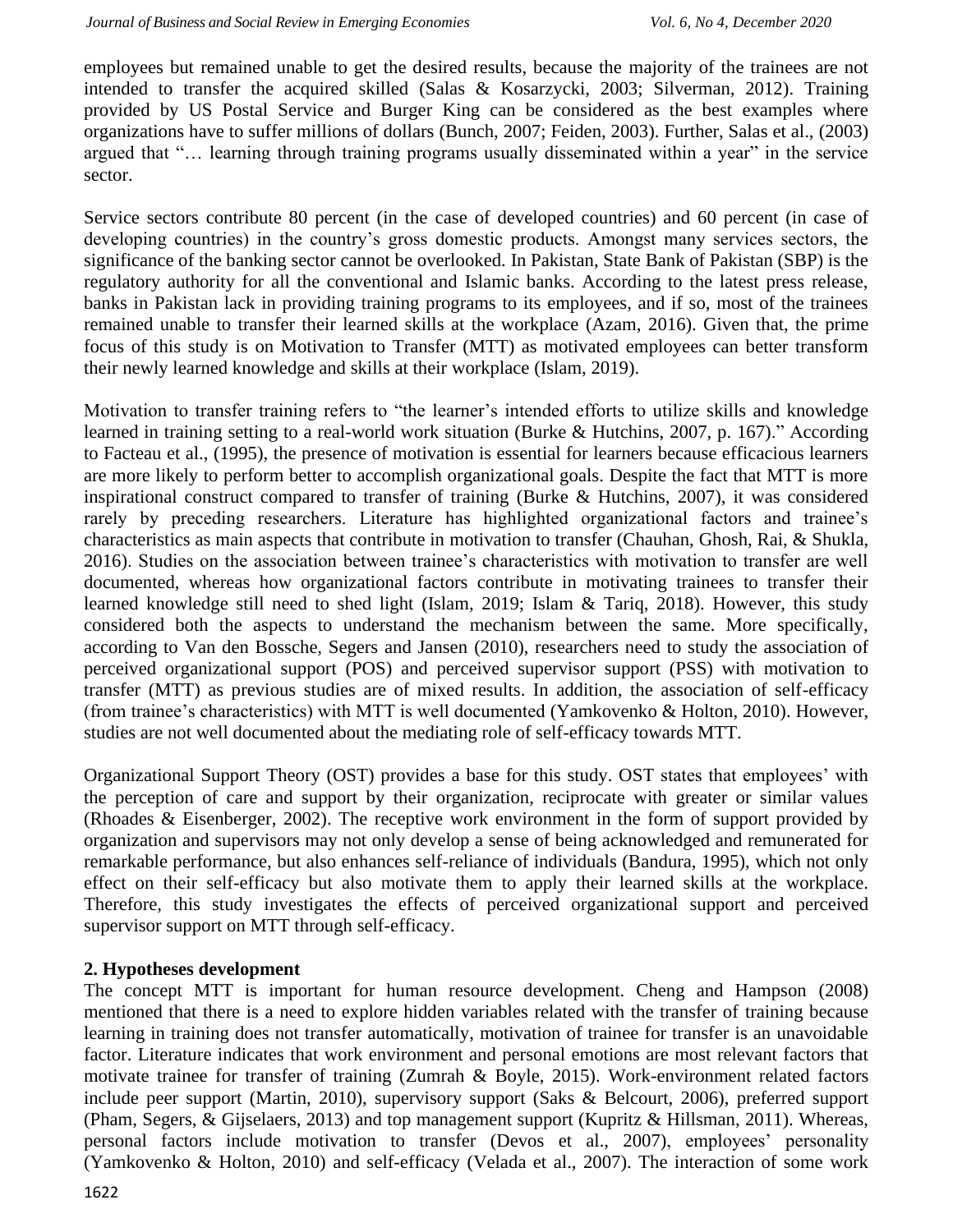employees but remained unable to get the desired results, because the majority of the trainees are not intended to transfer the acquired skilled (Salas & Kosarzycki, 2003; Silverman, 2012). Training provided by US Postal Service and Burger King can be considered as the best examples where organizations have to suffer millions of dollars (Bunch, 2007; Feiden, 2003). Further, Salas et al., (2003) argued that "… learning through training programs usually disseminated within a year" in the service sector.

Service sectors contribute 80 percent (in the case of developed countries) and 60 percent (in case of developing countries) in the country's gross domestic products. Amongst many services sectors, the significance of the banking sector cannot be overlooked. In Pakistan, State Bank of Pakistan (SBP) is the regulatory authority for all the conventional and Islamic banks. According to the latest press release, banks in Pakistan lack in providing training programs to its employees, and if so, most of the trainees remained unable to transfer their learned skills at the workplace (Azam, 2016). Given that, the prime focus of this study is on Motivation to Transfer (MTT) as motivated employees can better transform their newly learned knowledge and skills at their workplace (Islam, 2019).

Motivation to transfer training refers to "the learner's intended efforts to utilize skills and knowledge learned in training setting to a real-world work situation (Burke & Hutchins, 2007, p. 167)." According to Facteau et al., (1995), the presence of motivation is essential for learners because efficacious learners are more likely to perform better to accomplish organizational goals. Despite the fact that MTT is more inspirational construct compared to transfer of training (Burke & Hutchins, 2007), it was considered rarely by preceding researchers. Literature has highlighted organizational factors and trainee's characteristics as main aspects that contribute in motivation to transfer (Chauhan, Ghosh, Rai, & Shukla, 2016). Studies on the association between trainee's characteristics with motivation to transfer are well documented, whereas how organizational factors contribute in motivating trainees to transfer their learned knowledge still need to shed light (Islam, 2019; Islam & Tariq, 2018). However, this study considered both the aspects to understand the mechanism between the same. More specifically, according to Van den Bossche, Segers and Jansen (2010), researchers need to study the association of perceived organizational support (POS) and perceived supervisor support (PSS) with motivation to transfer (MTT) as previous studies are of mixed results. In addition, the association of self-efficacy (from trainee's characteristics) with MTT is well documented (Yamkovenko & Holton, 2010). However, studies are not well documented about the mediating role of self-efficacy towards MTT.

Organizational Support Theory (OST) provides a base for this study. OST states that employees' with the perception of care and support by their organization, reciprocate with greater or similar values (Rhoades & Eisenberger, 2002). The receptive work environment in the form of support provided by organization and supervisors may not only develop a sense of being acknowledged and remunerated for remarkable performance, but also enhances self-reliance of individuals (Bandura, 1995), which not only effect on their self-efficacy but also motivate them to apply their learned skills at the workplace. Therefore, this study investigates the effects of perceived organizational support and perceived supervisor support on MTT through self-efficacy.

## 2. Hypotheses development

The concept MTT is important for human resource development. Cheng and Hampson (2008) mentioned that there is a need to explore hidden variables related with the transfer of training because learning in training does not transfer automatically, motivation of trainee for transfer is an unavoidable factor. Literature indicates that work environment and personal emotions are most relevant factors that motivate trainee for transfer of training (Zumrah & Boyle, 2015). Work-environment related factors include peer support (Martin, 2010), supervisory support (Saks & Belcourt, 2006), preferred support (Pham, Segers, & Gijselaers, 2013) and top management support (Kupritz & Hillsman, 2011). Whereas, personal factors include motivation to transfer (Devos et al., 2007), employees' personality (Yamkovenko & Holton, 2010) and self-efficacy (Velada et al., 2007). The interaction of some work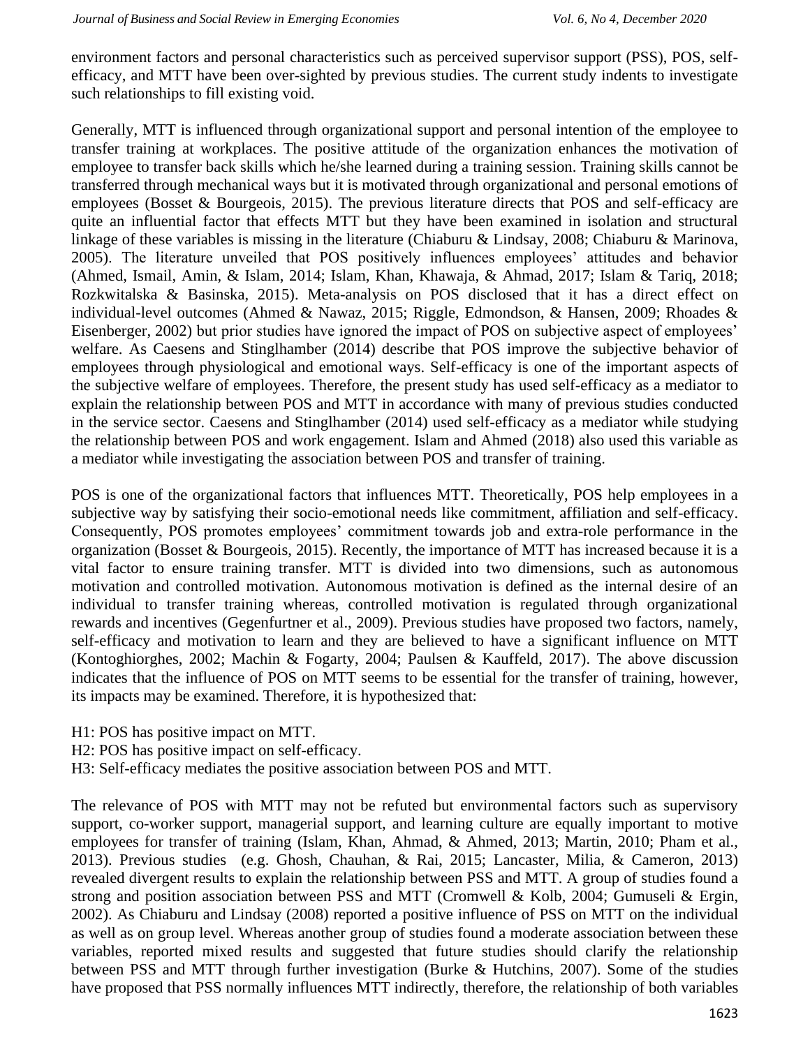environment factors and personal characteristics such as perceived supervisor support (PSS), POS, self-efficacy, and MTT have been over-sighted by previous studies. The current study indents to investigate such relationships to fill existing void.

Generally, MTT is influenced through organizational support and personal intention of the employee to transfer training at workplaces. The positive attitude of the organization enhances the motivation of employee to transfer back skills which he/she learned during a training session. Training skills cannot be transferred through mechanical ways but it is motivated through organizational and personal emotions of employees (Bosset & Bourgeois, 2015). The previous literature directs that POS and self-efficacy are quite an influential factor that effects MTT but they have been examined in isolation and structural linkage of these variables is missing in the literature (Chiaburu & Lindsay, 2008; Chiaburu & Marinova, 2005). The literature unveiled that POS positively influences employees' attitudes and behavior (Ahmed, Ismail, Amin, & Islam, 2014; Islam, Khan, Khawaja, & Ahmad, 2017; Islam & Tariq, 2018; Rozkwitalska & Basinska, 2015). Meta-analysis on POS disclosed that it has a direct effect on individual-level outcomes (Ahmed & Nawaz, 2015; Riggle, Edmondson, & Hansen, 2009; Rhoades & Eisenberger, 2002) but prior studies have ignored the impact of POS on subjective aspect of employees' welfare. As Caesens and Stinglhamber (2014) describe that POS improve the subjective behavior of employees through physiological and emotional ways. Self-efficacy is one of the important aspects of the subjective welfare of employees. Therefore, the present study has used self-efficacy as a mediator to explain the relationship between POS and MTT in accordance with many of previous studies conducted in the service sector. Caesens and Stinglhamber (2014) used self-efficacy as a mediator while studying the relationship between POS and work engagement. Islam and Ahmed (2018) also used this variable as a mediator while investigating the association between POS and transfer of training.

POS is one of the organizational factors that influences MTT. Theoretically, POS help employees in a subjective way by satisfying their socio-emotional needs like commitment, affiliation and self-efficacy. Consequently, POS promotes employees' commitment towards job and extra-role performance in the organization (Bosset & Bourgeois, 2015). Recently, the importance of MTT has increased because it is a vital factor to ensure training transfer. MTT is divided into two dimensions, such as autonomous motivation and controlled motivation. Autonomous motivation is defined as the internal desire of an individual to transfer training whereas, controlled motivation is regulated through organizational rewards and incentives (Gegenfurtner et al., 2009). Previous studies have proposed two factors, namely, self-efficacy and motivation to learn and they are believed to have a significant influence on MTT (Kontoghiorghes, 2002; Machin & Fogarty, 2004; Paulsen & Kauffeld, 2017). The above discussion indicates that the influence of POS on MTT seems to be essential for the transfer of training, however, its impacts may be examined. Therefore, it is hypothesized that:

H1: POS has positive impact on MTT.
H2: POS has positive impact on self-efficacy.
H3: Self-efficacy mediates the positive association between POS and MTT.

The relevance of POS with MTT may not be refuted but environmental factors such as supervisory support, co-worker support, managerial support, and learning culture are equally important to motive employees for transfer of training (Islam, Khan, Ahmad, & Ahmed, 2013; Martin, 2010; Pham et al., 2013). Previous studies (e.g. Ghosh, Chauhan, & Rai, 2015; Lancaster, Milia, & Cameron, 2013) revealed divergent results to explain the relationship between PSS and MTT. A group of studies found a strong and position association between PSS and MTT (Cromwell & Kolb, 2004; Gumuseli & Ergin, 2002). As Chiaburu and Lindsay (2008) reported a positive influence of PSS on MTT on the individual as well as on group level. Whereas another group of studies found a moderate association between these variables, reported mixed results and suggested that future studies should clarify the relationship between PSS and MTT through further investigation (Burke & Hutchins, 2007). Some of the studies have proposed that PSS normally influences MTT indirectly, therefore, the relationship of both variables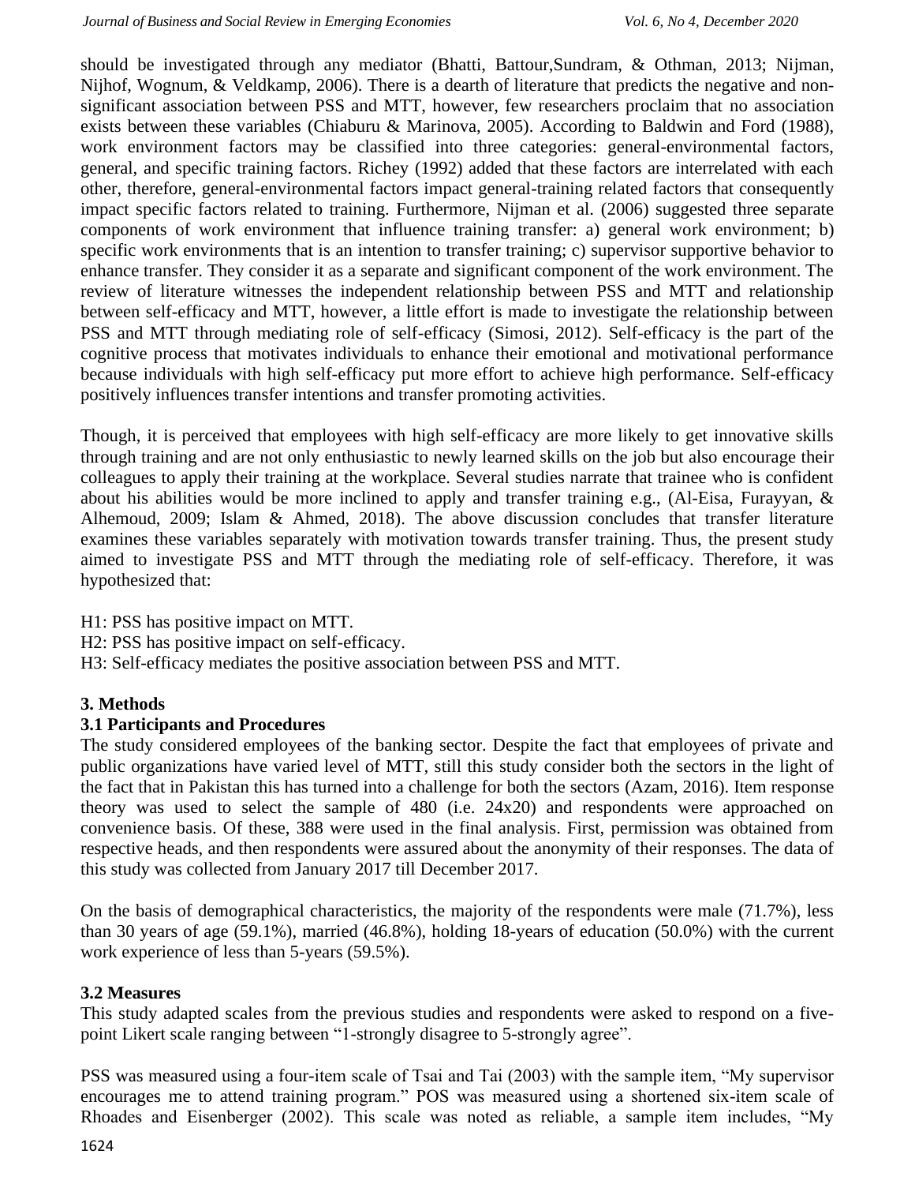should be investigated through any mediator (Bhatti, Battour,Sundram, & Othman, 2013; Nijman, Nijhof, Wognum, & Veldkamp, 2006). There is a dearth of literature that predicts the negative and non-significant association between PSS and MTT, however, few researchers proclaim that no association exists between these variables (Chiaburu & Marinova, 2005). According to Baldwin and Ford (1988), work environment factors may be classified into three categories: general-environmental factors, general, and specific training factors. Richey (1992) added that these factors are interrelated with each other, therefore, general-environmental factors impact general-training related factors that consequently impact specific factors related to training. Furthermore, Nijman et al. (2006) suggested three separate components of work environment that influence training transfer: a) general work environment; b) specific work environments that is an intention to transfer training; c) supervisor supportive behavior to enhance transfer. They consider it as a separate and significant component of the work environment. The review of literature witnesses the independent relationship between PSS and MTT and relationship between self-efficacy and MTT, however, a little effort is made to investigate the relationship between PSS and MTT through mediating role of self-efficacy (Simosi, 2012). Self-efficacy is the part of the cognitive process that motivates individuals to enhance their emotional and motivational performance because individuals with high self-efficacy put more effort to achieve high performance. Self-efficacy positively influences transfer intentions and transfer promoting activities.

Though, it is perceived that employees with high self-efficacy are more likely to get innovative skills through training and are not only enthusiastic to newly learned skills on the job but also encourage their colleagues to apply their training at the workplace. Several studies narrate that trainee who is confident about his abilities would be more inclined to apply and transfer training e.g., (Al-Eisa, Furayyan, & Alhemoud, 2009; Islam & Ahmed, 2018). The above discussion concludes that transfer literature examines these variables separately with motivation towards transfer training. Thus, the present study aimed to investigate PSS and MTT through the mediating role of self-efficacy. Therefore, it was hypothesized that:

H1: PSS has positive impact on MTT.
H2: PSS has positive impact on self-efficacy.
H3: Self-efficacy mediates the positive association between PSS and MTT.

## 3. Methods

### 3.1 Participants and Procedures

The study considered employees of the banking sector. Despite the fact that employees of private and public organizations have varied level of MTT, still this study consider both the sectors in the light of the fact that in Pakistan this has turned into a challenge for both the sectors (Azam, 2016). Item response theory was used to select the sample of 480 (i.e. 24x20) and respondents were approached on convenience basis. Of these, 388 were used in the final analysis. First, permission was obtained from respective heads, and then respondents were assured about the anonymity of their responses. The data of this study was collected from January 2017 till December 2017.

On the basis of demographical characteristics, the majority of the respondents were male (71.7%), less than 30 years of age (59.1%), married (46.8%), holding 18-years of education (50.0%) with the current work experience of less than 5-years (59.5%).

### 3.2 Measures

This study adapted scales from the previous studies and respondents were asked to respond on a five-point Likert scale ranging between "1-strongly disagree to 5-strongly agree".

PSS was measured using a four-item scale of Tsai and Tai (2003) with the sample item, "My supervisor encourages me to attend training program." POS was measured using a shortened six-item scale of Rhoades and Eisenberger (2002). This scale was noted as reliable, a sample item includes, "My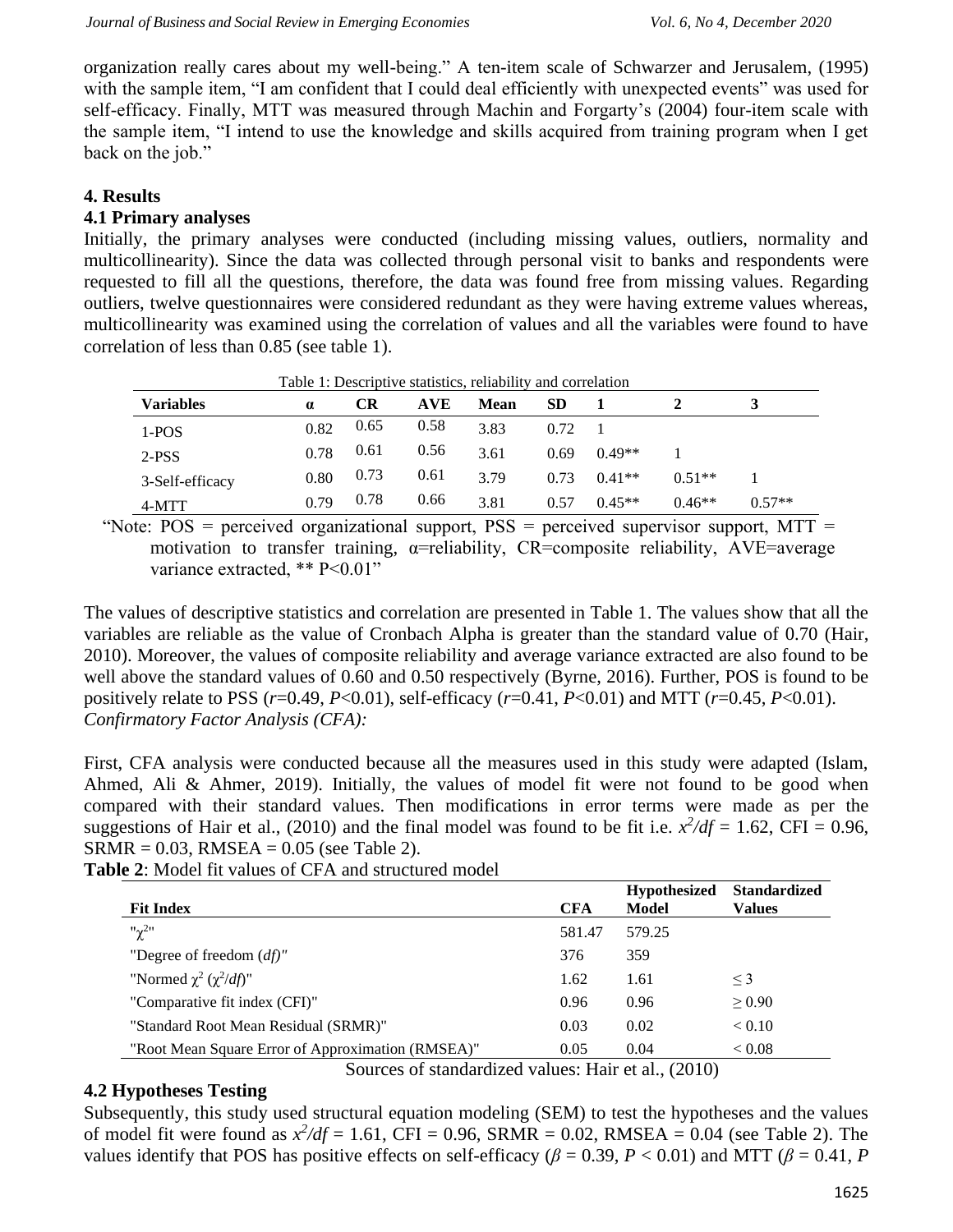organization really cares about my well-being." A ten-item scale of Schwarzer and Jerusalem, (1995) with the sample item, "I am confident that I could deal efficiently with unexpected events" was used for self-efficacy. Finally, MTT was measured through Machin and Forgarty's (2004) four-item scale with the sample item, "I intend to use the knowledge and skills acquired from training program when I get back on the job."

## 4. Results

### 4.1 Primary analyses

Initially, the primary analyses were conducted (including missing values, outliers, normality and multicollinearity). Since the data was collected through personal visit to banks and respondents were requested to fill all the questions, therefore, the data was found free from missing values. Regarding outliers, twelve questionnaires were considered redundant as they were having extreme values whereas, multicollinearity was examined using the correlation of values and all the variables were found to have correlation of less than 0.85 (see table 1).

Table 1: Descriptive statistics, reliability and correlation

| Variables | α | CR | AVE | Mean | SD | 1 | 2 | 3 |
|---|---|---|---|---|---|---|---|---|
| 1-POS | 0.82 | 0.65 | 0.58 | 3.83 | 0.72 | 1 | | |
| 2-PSS | 0.78 | 0.61 | 0.56 | 3.61 | 0.69 | 0.49** | 1 | |
| 3-Self-efficacy | 0.80 | 0.73 | 0.61 | 3.79 | 0.73 | 0.41** | 0.51** | 1 |
| 4-MTT | 0.79 | 0.78 | 0.66 | 3.81 | 0.57 | 0.45** | 0.46** | 0.57** |

"Note: POS = perceived organizational support, PSS = perceived supervisor support, MTT = motivation to transfer training, α=reliability, CR=composite reliability, AVE=average variance extracted, ** P<0.01"

The values of descriptive statistics and correlation are presented in Table 1. The values show that all the variables are reliable as the value of Cronbach Alpha is greater than the standard value of 0.70 (Hair, 2010). Moreover, the values of composite reliability and average variance extracted are also found to be well above the standard values of 0.60 and 0.50 respectively (Byrne, 2016). Further, POS is found to be positively relate to PSS ($r$=0.49, $P$<0.01), self-efficacy ($r$=0.41, $P$<0.01) and MTT ($r$=0.45, $P$<0.01).

*Confirmatory Factor Analysis (CFA):*

First, CFA analysis were conducted because all the measures used in this study were adapted (Islam, Ahmed, Ali & Ahmer, 2019). Initially, the values of model fit were not found to be good when compared with their standard values. Then modifications in error terms were made as per the suggestions of Hair et al., (2010) and the final model was found to be fit i.e. $x^2/df$ = 1.62, CFI = 0.96, SRMR = 0.03, RMSEA = 0.05 (see Table 2).

**Table 2**: Model fit values of CFA and structured model

| Fit Index | CFA | Hypothesized Model | Standardized Values |
|---|---|---|---|
| "$\chi^2$" | 581.47 | 579.25 | |
| "Degree of freedom ($df$)" | 376 | 359 | |
| "Normed $\chi^2$ ($\chi^2/df$)" | 1.62 | 1.61 | ≤ 3 |
| "Comparative fit index (CFI)" | 0.96 | 0.96 | ≥ 0.90 |
| "Standard Root Mean Residual (SRMR)" | 0.03 | 0.02 | < 0.10 |
| "Root Mean Square Error of Approximation (RMSEA)" | 0.05 | 0.04 | < 0.08 |

Sources of standardized values: Hair et al., (2010)

### 4.2 Hypotheses Testing

Subsequently, this study used structural equation modeling (SEM) to test the hypotheses and the values of model fit were found as $x^2/df$ = 1.61, CFI = 0.96, SRMR = 0.02, RMSEA = 0.04 (see Table 2). The values identify that POS has positive effects on self-efficacy ($\beta$ = 0.39, $P$ < 0.01) and MTT ($\beta$ = 0.41, $P$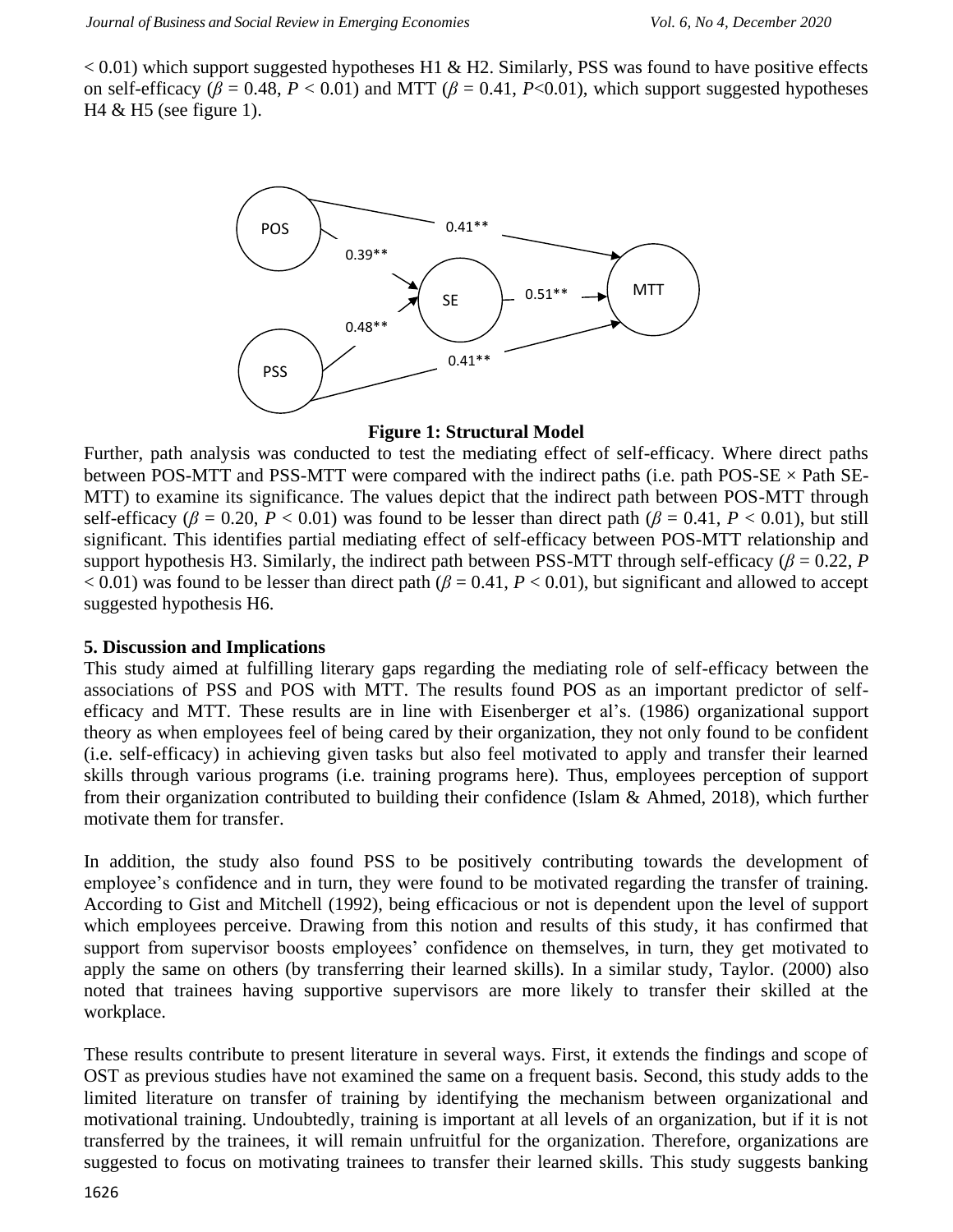< 0.01) which support suggested hypotheses H1 & H2. Similarly, PSS was found to have positive effects on self-efficacy ($\beta$ = 0.48, $P$ < 0.01) and MTT ($\beta$ = 0.41, $P$<0.01), which support suggested hypotheses H4 & H5 (see figure 1).

**Figure 1: Structural Model**

Further, path analysis was conducted to test the mediating effect of self-efficacy. Where direct paths between POS-MTT and PSS-MTT were compared with the indirect paths (i.e. path POS-SE × Path SE-MTT) to examine its significance. The values depict that the indirect path between POS-MTT through self-efficacy ($\beta$ = 0.20, $P$ < 0.01) was found to be lesser than direct path ($\beta$ = 0.41, $P$ < 0.01), but still significant. This identifies partial mediating effect of self-efficacy between POS-MTT relationship and support hypothesis H3. Similarly, the indirect path between PSS-MTT through self-efficacy ($\beta$ = 0.22, $P$ < 0.01) was found to be lesser than direct path ($\beta$ = 0.41, $P$ < 0.01), but significant and allowed to accept suggested hypothesis H6.

## 5. Discussion and Implications

This study aimed at fulfilling literary gaps regarding the mediating role of self-efficacy between the associations of PSS and POS with MTT. The results found POS as an important predictor of self-efficacy and MTT. These results are in line with Eisenberger et al's. (1986) organizational support theory as when employees feel of being cared by their organization, they not only found to be confident (i.e. self-efficacy) in achieving given tasks but also feel motivated to apply and transfer their learned skills through various programs (i.e. training programs here). Thus, employees perception of support from their organization contributed to building their confidence (Islam & Ahmed, 2018), which further motivate them for transfer.

In addition, the study also found PSS to be positively contributing towards the development of employee's confidence and in turn, they were found to be motivated regarding the transfer of training. According to Gist and Mitchell (1992), being efficacious or not is dependent upon the level of support which employees perceive. Drawing from this notion and results of this study, it has confirmed that support from supervisor boosts employees' confidence on themselves, in turn, they get motivated to apply the same on others (by transferring their learned skills). In a similar study, Taylor. (2000) also noted that trainees having supportive supervisors are more likely to transfer their skilled at the workplace.

These results contribute to present literature in several ways. First, it extends the findings and scope of OST as previous studies have not examined the same on a frequent basis. Second, this study adds to the limited literature on transfer of training by identifying the mechanism between organizational and motivational training. Undoubtedly, training is important at all levels of an organization, but if it is not transferred by the trainees, it will remain unfruitful for the organization. Therefore, organizations are suggested to focus on motivating trainees to transfer their learned skills. This study suggests banking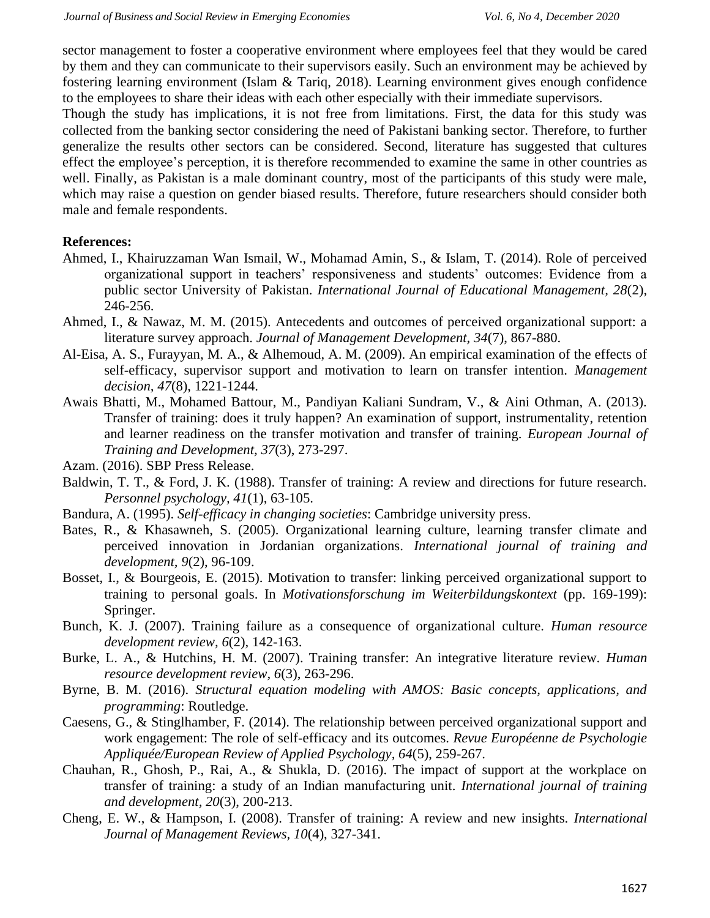sector management to foster a cooperative environment where employees feel that they would be cared by them and they can communicate to their supervisors easily. Such an environment may be achieved by fostering learning environment (Islam & Tariq, 2018). Learning environment gives enough confidence to the employees to share their ideas with each other especially with their immediate supervisors.

Though the study has implications, it is not free from limitations. First, the data for this study was collected from the banking sector considering the need of Pakistani banking sector. Therefore, to further generalize the results other sectors can be considered. Second, literature has suggested that cultures effect the employee's perception, it is therefore recommended to examine the same in other countries as well. Finally, as Pakistan is a male dominant country, most of the participants of this study were male, which may raise a question on gender biased results. Therefore, future researchers should consider both male and female respondents.

**References:**

Ahmed, I., Khairuzzaman Wan Ismail, W., Mohamad Amin, S., & Islam, T. (2014). Role of perceived organizational support in teachers' responsiveness and students' outcomes: Evidence from a public sector University of Pakistan. *International Journal of Educational Management, 28*(2), 246-256.

Ahmed, I., & Nawaz, M. M. (2015). Antecedents and outcomes of perceived organizational support: a literature survey approach. *Journal of Management Development, 34*(7), 867-880.

Al-Eisa, A. S., Furayyan, M. A., & Alhemoud, A. M. (2009). An empirical examination of the effects of self-efficacy, supervisor support and motivation to learn on transfer intention. *Management decision, 47*(8), 1221-1244.

Awais Bhatti, M., Mohamed Battour, M., Pandiyan Kaliani Sundram, V., & Aini Othman, A. (2013). Transfer of training: does it truly happen? An examination of support, instrumentality, retention and learner readiness on the transfer motivation and transfer of training. *European Journal of Training and Development, 37*(3), 273-297.

Azam. (2016). SBP Press Release.

Baldwin, T. T., & Ford, J. K. (1988). Transfer of training: A review and directions for future research. *Personnel psychology, 41*(1), 63-105.

Bandura, A. (1995). *Self-efficacy in changing societies*: Cambridge university press.

Bates, R., & Khasawneh, S. (2005). Organizational learning culture, learning transfer climate and perceived innovation in Jordanian organizations. *International journal of training and development, 9*(2), 96-109.

Bosset, I., & Bourgeois, E. (2015). Motivation to transfer: linking perceived organizational support to training to personal goals. In *Motivationsforschung im Weiterbildungskontext* (pp. 169-199): Springer.

Bunch, K. J. (2007). Training failure as a consequence of organizational culture. *Human resource development review, 6*(2), 142-163.

Burke, L. A., & Hutchins, H. M. (2007). Training transfer: An integrative literature review. *Human resource development review, 6*(3), 263-296.

Byrne, B. M. (2016). *Structural equation modeling with AMOS: Basic concepts, applications, and programming*: Routledge.

Caesens, G., & Stinglhamber, F. (2014). The relationship between perceived organizational support and work engagement: The role of self-efficacy and its outcomes. *Revue Européenne de Psychologie Appliquée/European Review of Applied Psychology, 64*(5), 259-267.

Chauhan, R., Ghosh, P., Rai, A., & Shukla, D. (2016). The impact of support at the workplace on transfer of training: a study of an Indian manufacturing unit. *International journal of training and development, 20*(3), 200-213.

Cheng, E. W., & Hampson, I. (2008). Transfer of training: A review and new insights. *International Journal of Management Reviews, 10*(4), 327-341.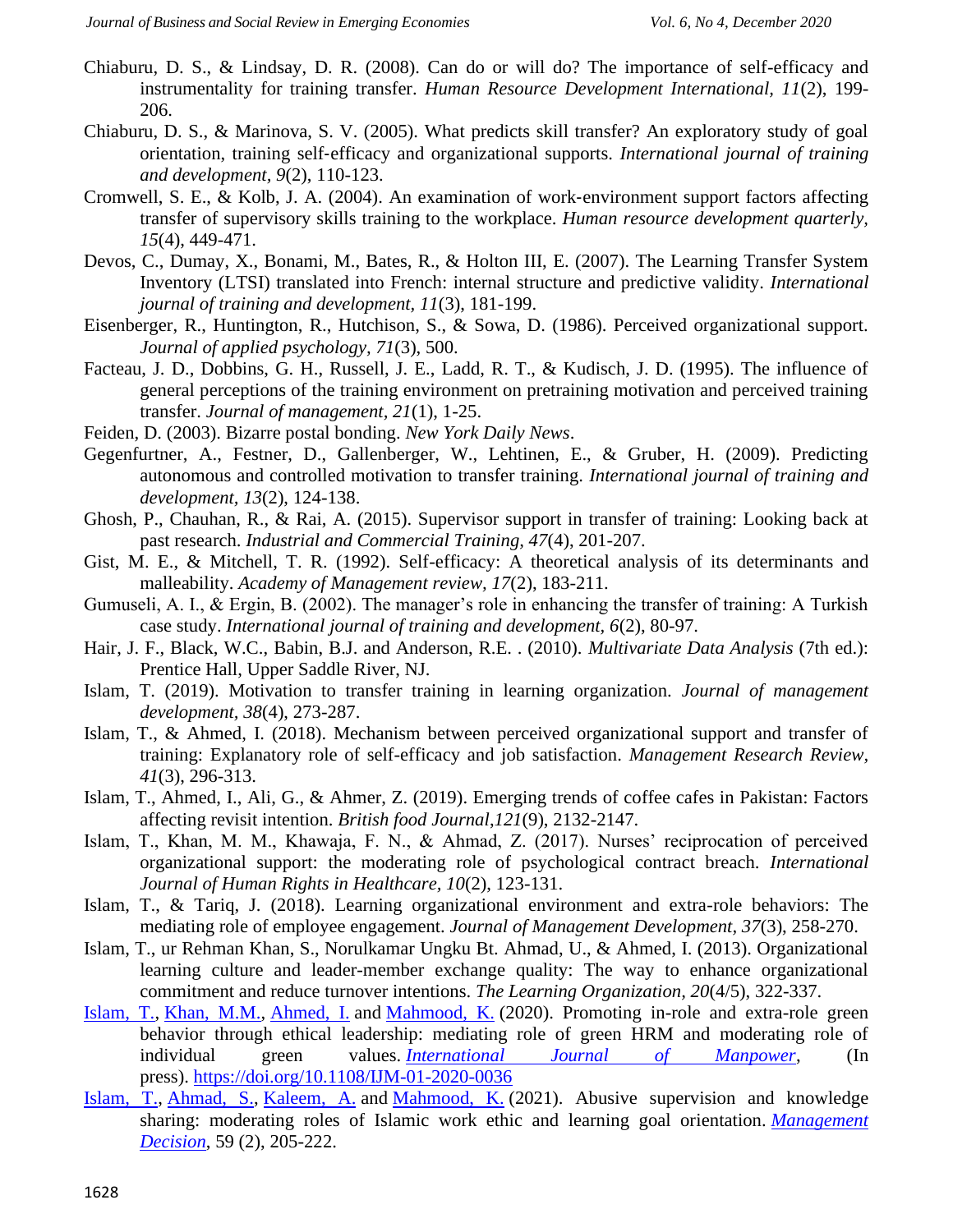Chiaburu, D. S., & Lindsay, D. R. (2008). Can do or will do? The importance of self-efficacy and instrumentality for training transfer. *Human Resource Development International, 11*(2), 199-206.

Chiaburu, D. S., & Marinova, S. V. (2005). What predicts skill transfer? An exploratory study of goal orientation, training self‐efficacy and organizational supports. *International journal of training and development, 9*(2), 110-123.

Cromwell, S. E., & Kolb, J. A. (2004). An examination of work‐environment support factors affecting transfer of supervisory skills training to the workplace. *Human resource development quarterly, 15*(4), 449-471.

Devos, C., Dumay, X., Bonami, M., Bates, R., & Holton III, E. (2007). The Learning Transfer System Inventory (LTSI) translated into French: internal structure and predictive validity. *International journal of training and development, 11*(3), 181-199.

Eisenberger, R., Huntington, R., Hutchison, S., & Sowa, D. (1986). Perceived organizational support. *Journal of applied psychology, 71*(3), 500.

Facteau, J. D., Dobbins, G. H., Russell, J. E., Ladd, R. T., & Kudisch, J. D. (1995). The influence of general perceptions of the training environment on pretraining motivation and perceived training transfer. *Journal of management, 21*(1), 1-25.

Feiden, D. (2003). Bizarre postal bonding. *New York Daily News*.

Gegenfurtner, A., Festner, D., Gallenberger, W., Lehtinen, E., & Gruber, H. (2009). Predicting autonomous and controlled motivation to transfer training. *International journal of training and development, 13*(2), 124-138.

Ghosh, P., Chauhan, R., & Rai, A. (2015). Supervisor support in transfer of training: Looking back at past research. *Industrial and Commercial Training, 47*(4), 201-207.

Gist, M. E., & Mitchell, T. R. (1992). Self-efficacy: A theoretical analysis of its determinants and malleability. *Academy of Management review, 17*(2), 183-211.

Gumuseli, A. I., & Ergin, B. (2002). The manager's role in enhancing the transfer of training: A Turkish case study. *International journal of training and development, 6*(2), 80-97.

Hair, J. F., Black, W.C., Babin, B.J. and Anderson, R.E. . (2010). *Multivariate Data Analysis* (7th ed.): Prentice Hall, Upper Saddle River, NJ.

Islam, T. (2019). Motivation to transfer training in learning organization. *Journal of management development, 38*(4), 273-287.

Islam, T., & Ahmed, I. (2018). Mechanism between perceived organizational support and transfer of training: Explanatory role of self-efficacy and job satisfaction. *Management Research Review, 41*(3), 296-313.

Islam, T., Ahmed, I., Ali, G., & Ahmer, Z. (2019). Emerging trends of coffee cafes in Pakistan: Factors affecting revisit intention. *British food Journal,121*(9), 2132-2147.

Islam, T., Khan, M. M., Khawaja, F. N., & Ahmad, Z. (2017). Nurses' reciprocation of perceived organizational support: the moderating role of psychological contract breach. *International Journal of Human Rights in Healthcare, 10*(2), 123-131.

Islam, T., & Tariq, J. (2018). Learning organizational environment and extra-role behaviors: The mediating role of employee engagement. *Journal of Management Development, 37*(3), 258-270.

Islam, T., ur Rehman Khan, S., Norulkamar Ungku Bt. Ahmad, U., & Ahmed, I. (2013). Organizational learning culture and leader-member exchange quality: The way to enhance organizational commitment and reduce turnover intentions. *The Learning Organization, 20*(4/5), 322-337.

Islam, T., Khan, M.M., Ahmed, I. and Mahmood, K. (2020). Promoting in-role and extra-role green behavior through ethical leadership: mediating role of green HRM and moderating role of individual green values. *International Journal of Manpower*, (In press). https://doi.org/10.1108/IJM-01-2020-0036

Islam, T., Ahmad, S., Kaleem, A. and Mahmood, K. (2021). Abusive supervision and knowledge sharing: moderating roles of Islamic work ethic and learning goal orientation. *Management Decision*, 59 (2), 205-222.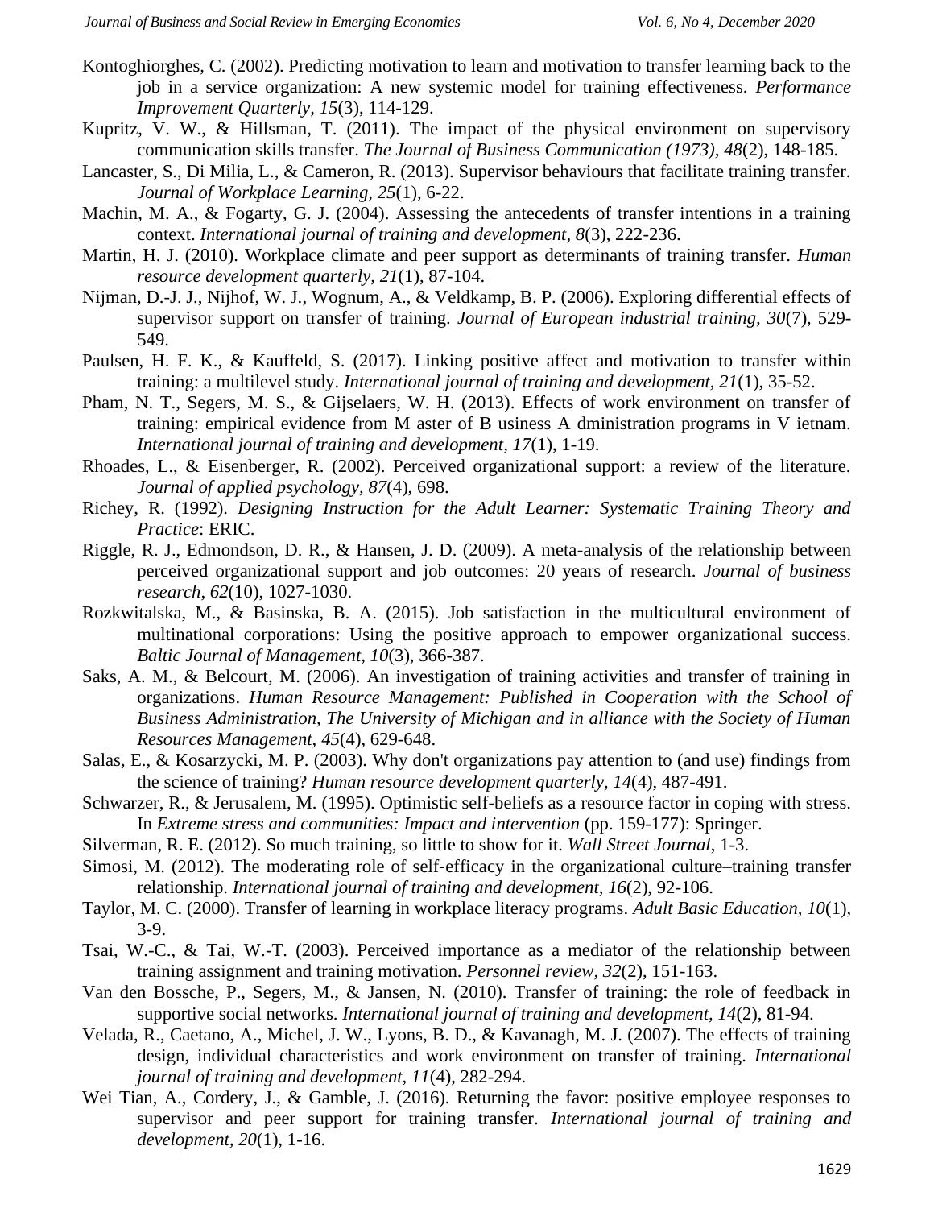Kontoghiorghes, C. (2002). Predicting motivation to learn and motivation to transfer learning back to the job in a service organization: A new systemic model for training effectiveness. *Performance Improvement Quarterly, 15*(3), 114-129.

Kupritz, V. W., & Hillsman, T. (2011). The impact of the physical environment on supervisory communication skills transfer. *The Journal of Business Communication (1973), 48*(2), 148-185.

Lancaster, S., Di Milia, L., & Cameron, R. (2013). Supervisor behaviours that facilitate training transfer. *Journal of Workplace Learning, 25*(1), 6-22.

Machin, M. A., & Fogarty, G. J. (2004). Assessing the antecedents of transfer intentions in a training context. *International journal of training and development, 8*(3), 222-236.

Martin, H. J. (2010). Workplace climate and peer support as determinants of training transfer. *Human resource development quarterly, 21*(1), 87-104.

Nijman, D.-J. J., Nijhof, W. J., Wognum, A., & Veldkamp, B. P. (2006). Exploring differential effects of supervisor support on transfer of training. *Journal of European industrial training, 30*(7), 529-549.

Paulsen, H. F. K., & Kauffeld, S. (2017). Linking positive affect and motivation to transfer within training: a multilevel study. *International journal of training and development, 21*(1), 35-52.

Pham, N. T., Segers, M. S., & Gijselaers, W. H. (2013). Effects of work environment on transfer of training: empirical evidence from M aster of B usiness A dministration programs in V ietnam. *International journal of training and development, 17*(1), 1-19.

Rhoades, L., & Eisenberger, R. (2002). Perceived organizational support: a review of the literature. *Journal of applied psychology, 87*(4), 698.

Richey, R. (1992). *Designing Instruction for the Adult Learner: Systematic Training Theory and Practice*: ERIC.

Riggle, R. J., Edmondson, D. R., & Hansen, J. D. (2009). A meta-analysis of the relationship between perceived organizational support and job outcomes: 20 years of research. *Journal of business research, 62*(10), 1027-1030.

Rozkwitalska, M., & Basinska, B. A. (2015). Job satisfaction in the multicultural environment of multinational corporations: Using the positive approach to empower organizational success. *Baltic Journal of Management, 10*(3), 366-387.

Saks, A. M., & Belcourt, M. (2006). An investigation of training activities and transfer of training in organizations. *Human Resource Management: Published in Cooperation with the School of Business Administration, The University of Michigan and in alliance with the Society of Human Resources Management, 45*(4), 629-648.

Salas, E., & Kosarzycki, M. P. (2003). Why don't organizations pay attention to (and use) findings from the science of training? *Human resource development quarterly, 14*(4), 487-491.

Schwarzer, R., & Jerusalem, M. (1995). Optimistic self-beliefs as a resource factor in coping with stress. In *Extreme stress and communities: Impact and intervention* (pp. 159-177): Springer.

Silverman, R. E. (2012). So much training, so little to show for it. *Wall Street Journal*, 1-3.

Simosi, M. (2012). The moderating role of self-efficacy in the organizational culture–training transfer relationship. *International journal of training and development, 16*(2), 92-106.

Taylor, M. C. (2000). Transfer of learning in workplace literacy programs. *Adult Basic Education, 10*(1), 3-9.

Tsai, W.-C., & Tai, W.-T. (2003). Perceived importance as a mediator of the relationship between training assignment and training motivation. *Personnel review, 32*(2), 151-163.

Van den Bossche, P., Segers, M., & Jansen, N. (2010). Transfer of training: the role of feedback in supportive social networks. *International journal of training and development, 14*(2), 81-94.

Velada, R., Caetano, A., Michel, J. W., Lyons, B. D., & Kavanagh, M. J. (2007). The effects of training design, individual characteristics and work environment on transfer of training. *International journal of training and development, 11*(4), 282-294.

Wei Tian, A., Cordery, J., & Gamble, J. (2016). Returning the favor: positive employee responses to supervisor and peer support for training transfer. *International journal of training and development, 20*(1), 1-16.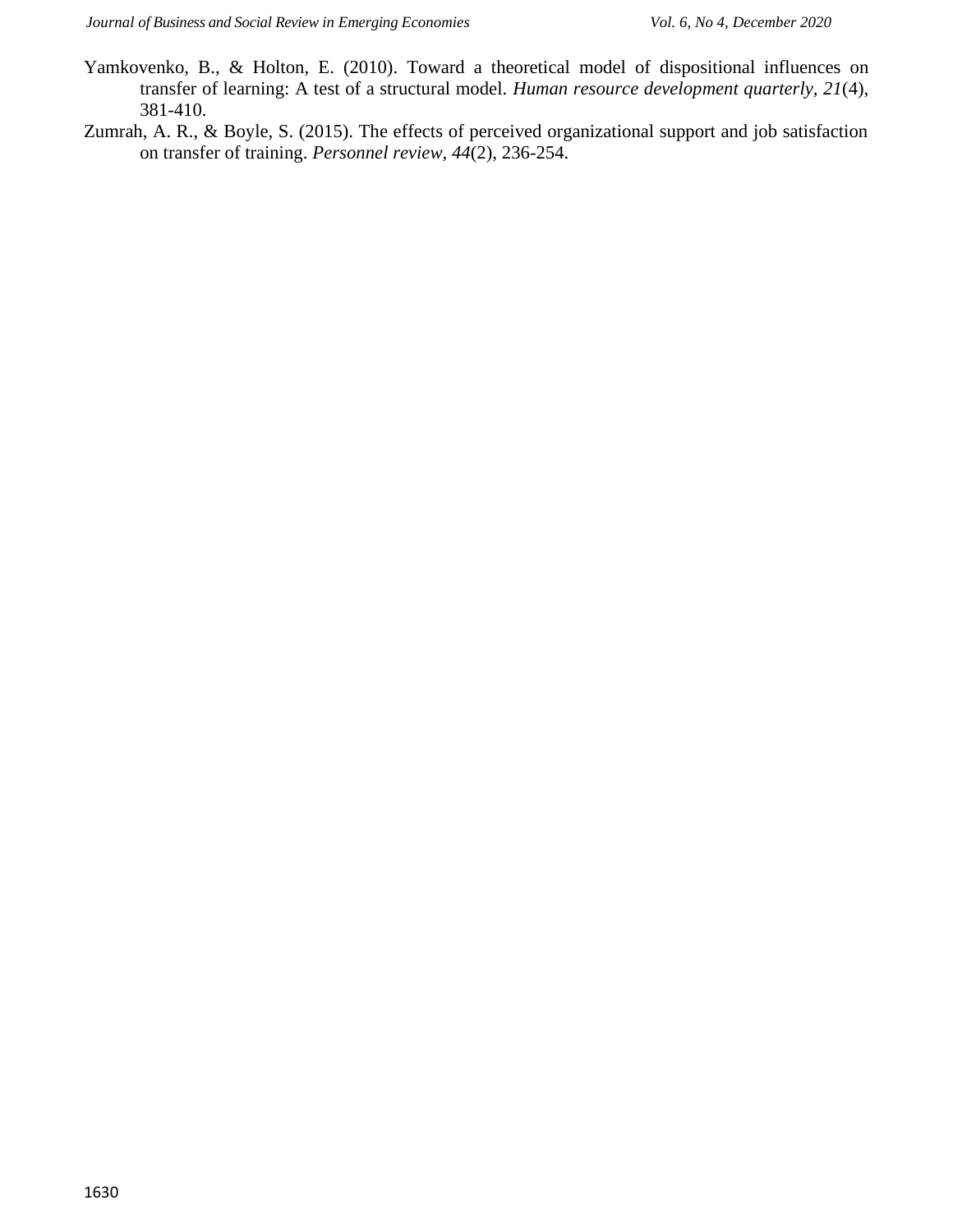Yamkovenko, B., & Holton, E. (2010). Toward a theoretical model of dispositional influences on transfer of learning: A test of a structural model. *Human resource development quarterly*, *21*(4), 381-410.

Zumrah, A. R., & Boyle, S. (2015). The effects of perceived organizational support and job satisfaction on transfer of training. *Personnel review*, *44*(2), 236-254.